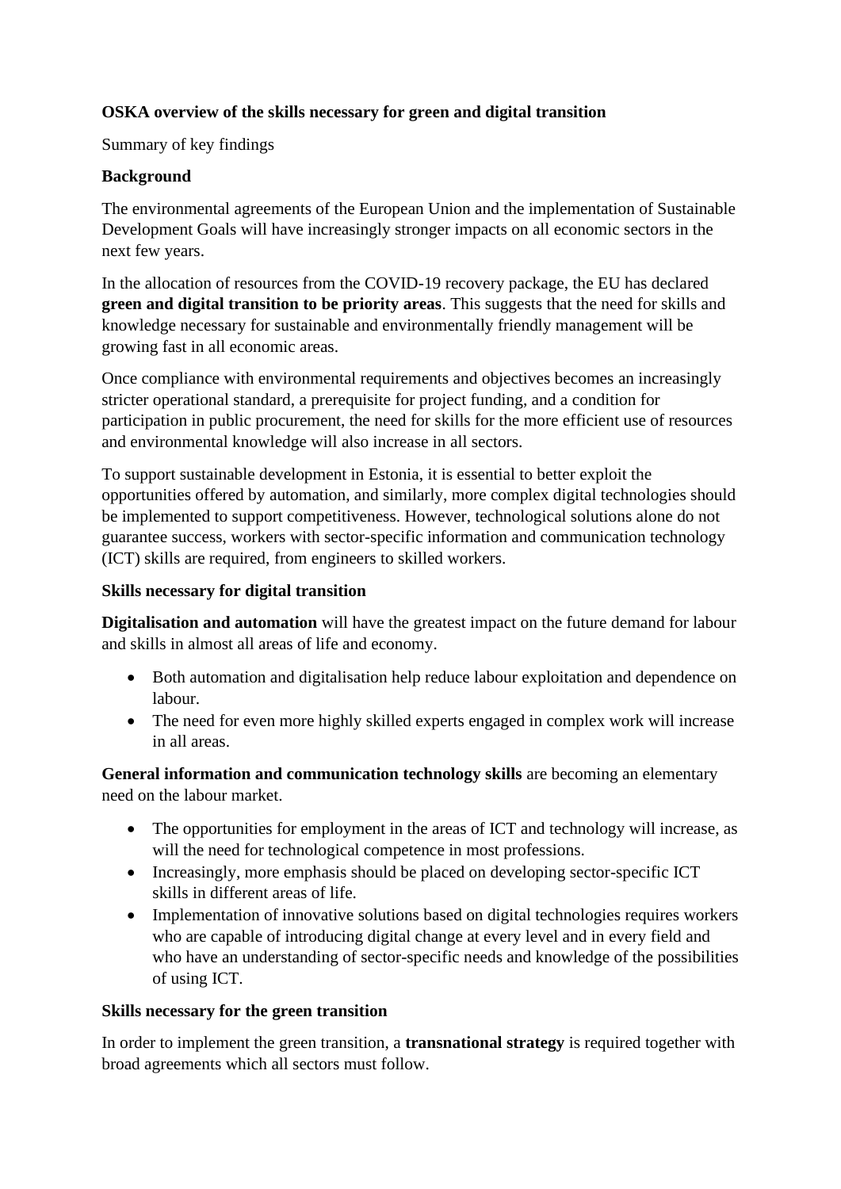**OSKA overview of the skills necessary for green and digital transition**

Summary of key findings

**Background**

The environmental agreements of the European Union and the implementation of Sustainable Development Goals will have increasingly stronger impacts on all economic sectors in the next few years.

In the allocation of resources from the COVID-19 recovery package, the EU has declared **green and digital transition to be priority areas**. This suggests that the need for skills and knowledge necessary for sustainable and environmentally friendly management will be growing fast in all economic areas.

Once compliance with environmental requirements and objectives becomes an increasingly stricter operational standard, a prerequisite for project funding, and a condition for participation in public procurement, the need for skills for the more efficient use of resources and environmental knowledge will also increase in all sectors.

To support sustainable development in Estonia, it is essential to better exploit the opportunities offered by automation, and similarly, more complex digital technologies should be implemented to support competitiveness. However, technological solutions alone do not guarantee success, workers with sector-specific information and communication technology (ICT) skills are required, from engineers to skilled workers.

**Skills necessary for digital transition**

**Digitalisation and automation** will have the greatest impact on the future demand for labour and skills in almost all areas of life and economy.

- Both automation and digitalisation help reduce labour exploitation and dependence on labour.
- The need for even more highly skilled experts engaged in complex work will increase in all areas.

**General information and communication technology skills** are becoming an elementary need on the labour market.

- The opportunities for employment in the areas of ICT and technology will increase, as will the need for technological competence in most professions.
- Increasingly, more emphasis should be placed on developing sector-specific ICT skills in different areas of life.
- Implementation of innovative solutions based on digital technologies requires workers who are capable of introducing digital change at every level and in every field and who have an understanding of sector-specific needs and knowledge of the possibilities of using ICT.

**Skills necessary for the green transition**

In order to implement the green transition, a **transnational strategy** is required together with broad agreements which all sectors must follow.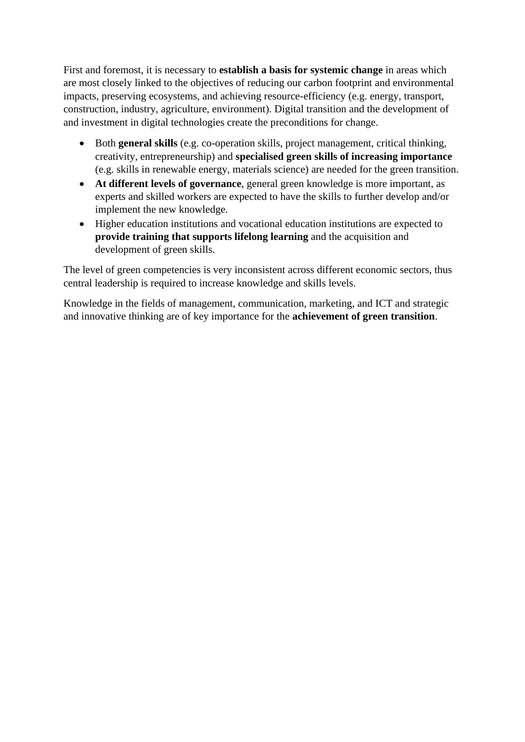First and foremost, it is necessary to **establish a basis for systemic change** in areas which are most closely linked to the objectives of reducing our carbon footprint and environmental impacts, preserving ecosystems, and achieving resource-efficiency (e.g. energy, transport, construction, industry, agriculture, environment). Digital transition and the development of and investment in digital technologies create the preconditions for change.

- Both **general skills** (e.g. co-operation skills, project management, critical thinking, creativity, entrepreneurship) and **specialised green skills of increasing importance** (e.g. skills in renewable energy, materials science) are needed for the green transition.
- **At different levels of governance**, general green knowledge is more important, as experts and skilled workers are expected to have the skills to further develop and/or implement the new knowledge.
- Higher education institutions and vocational education institutions are expected to **provide training that supports lifelong learning** and the acquisition and development of green skills.

The level of green competencies is very inconsistent across different economic sectors, thus central leadership is required to increase knowledge and skills levels.

Knowledge in the fields of management, communication, marketing, and ICT and strategic and innovative thinking are of key importance for the **achievement of green transition**.